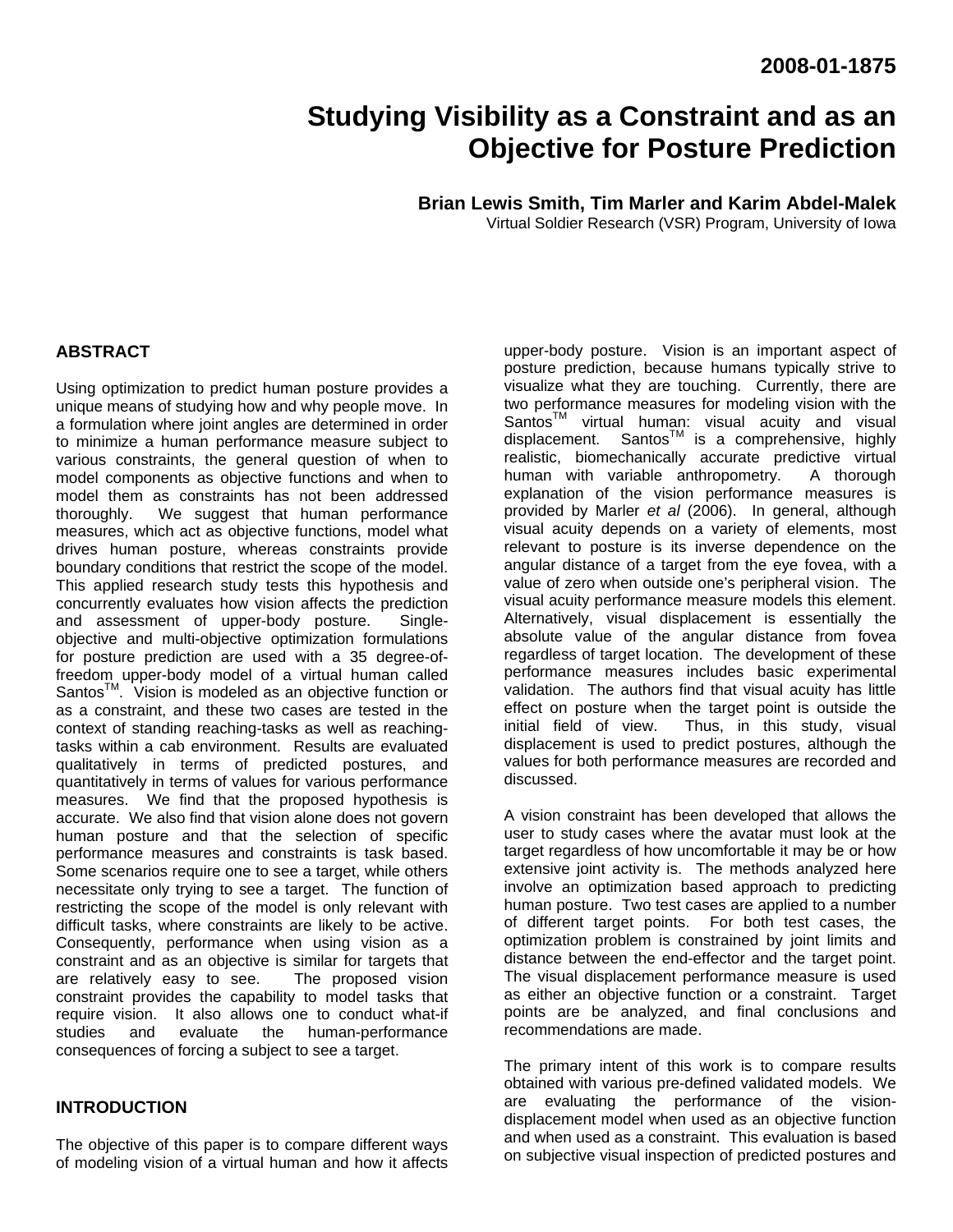2008-01-1875

# Studying Visibility as a Constraint and as an Objective for Posture Prediction

**Brian Lewis Smith, Tim Marler and Karim Abdel-Malek**

Virtual Soldier Research (VSR) Program, University of Iowa

## ABSTRACT

Using optimization to predict human posture provides a unique means of studying how and why people move. In a formulation where joint angles are determined in order to minimize a human performance measure subject to various constraints, the general question of when to model components as objective functions and when to model them as constraints has not been addressed thoroughly. We suggest that human performance measures, which act as objective functions, model what drives human posture, whereas constraints provide boundary conditions that restrict the scope of the model. This applied research study tests this hypothesis and concurrently evaluates how vision affects the prediction and assessment of upper-body posture. Single-objective and multi-objective optimization formulations for posture prediction are used with a 35 degree-of-freedom upper-body model of a virtual human called Santos™. Vision is modeled as an objective function or as a constraint, and these two cases are tested in the context of standing reaching-tasks as well as reaching-tasks within a cab environment. Results are evaluated qualitatively in terms of predicted postures, and quantitatively in terms of values for various performance measures. We find that the proposed hypothesis is accurate. We also find that vision alone does not govern human posture and that the selection of specific performance measures and constraints is task based. Some scenarios require one to see a target, while others necessitate only trying to see a target. The function of restricting the scope of the model is only relevant with difficult tasks, where constraints are likely to be active. Consequently, performance when using vision as a constraint and as an objective is similar for targets that are relatively easy to see. The proposed vision constraint provides the capability to model tasks that require vision. It also allows one to conduct what-if studies and evaluate the human-performance consequences of forcing a subject to see a target.

## INTRODUCTION

The objective of this paper is to compare different ways of modeling vision of a virtual human and how it affects upper-body posture. Vision is an important aspect of posture prediction, because humans typically strive to visualize what they are touching. Currently, there are two performance measures for modeling vision with the Santos™ virtual human: visual acuity and visual displacement. Santos™ is a comprehensive, highly realistic, biomechanically accurate predictive virtual human with variable anthropometry. A thorough explanation of the vision performance measures is provided by Marler *et al* (2006). In general, although visual acuity depends on a variety of elements, most relevant to posture is its inverse dependence on the angular distance of a target from the eye fovea, with a value of zero when outside one's peripheral vision. The visual acuity performance measure models this element. Alternatively, visual displacement is essentially the absolute value of the angular distance from fovea regardless of target location. The development of these performance measures includes basic experimental validation. The authors find that visual acuity has little effect on posture when the target point is outside the initial field of view. Thus, in this study, visual displacement is used to predict postures, although the values for both performance measures are recorded and discussed.

A vision constraint has been developed that allows the user to study cases where the avatar must look at the target regardless of how uncomfortable it may be or how extensive joint activity is. The methods analyzed here involve an optimization based approach to predicting human posture. Two test cases are applied to a number of different target points. For both test cases, the optimization problem is constrained by joint limits and distance between the end-effector and the target point. The visual displacement performance measure is used as either an objective function or a constraint. Target points are be analyzed, and final conclusions and recommendations are made.

The primary intent of this work is to compare results obtained with various pre-defined validated models. We are evaluating the performance of the vision-displacement model when used as an objective function and when used as a constraint. This evaluation is based on subjective visual inspection of predicted postures and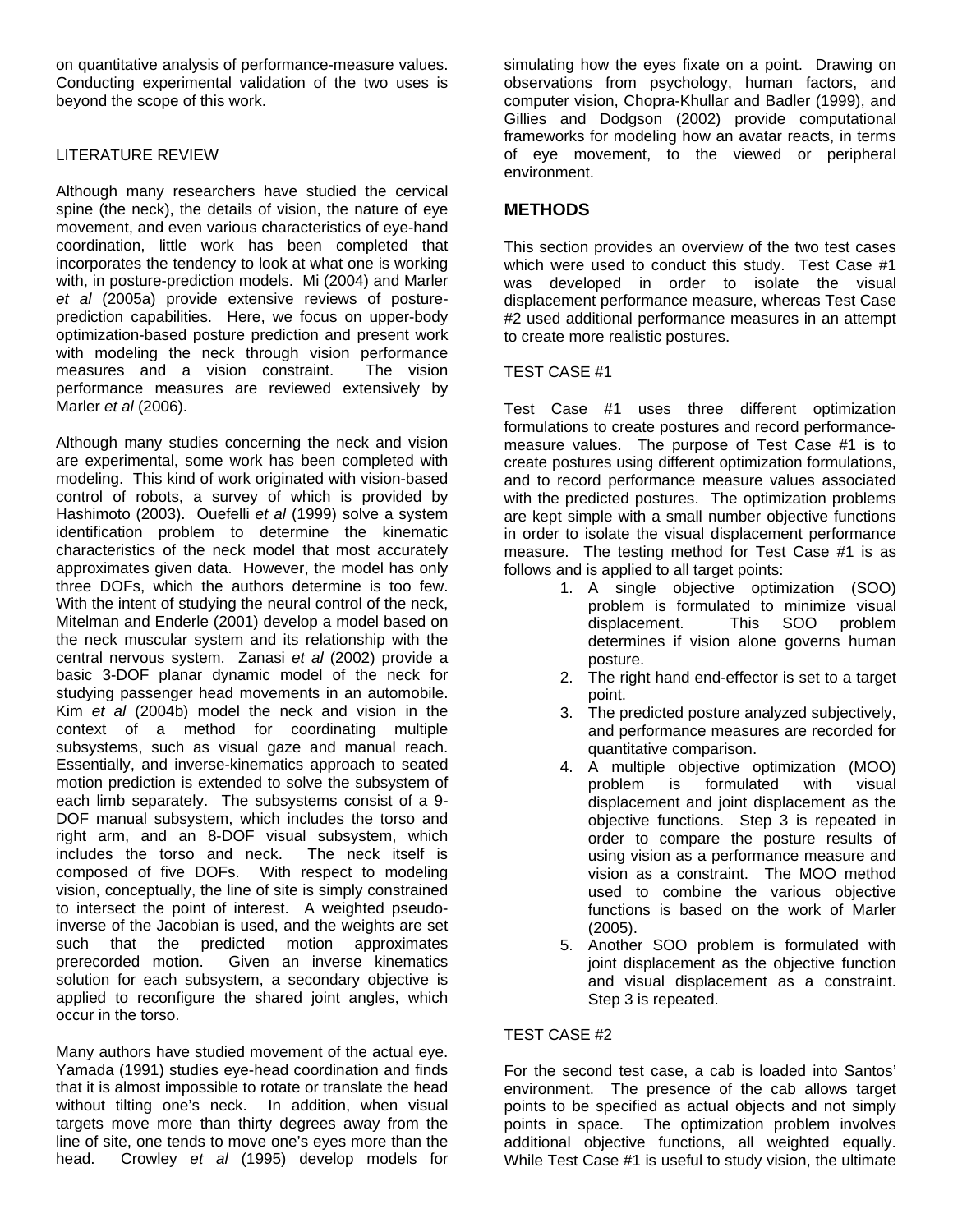on quantitative analysis of performance-measure values. Conducting experimental validation of the two uses is beyond the scope of this work.

## LITERATURE REVIEW

Although many researchers have studied the cervical spine (the neck), the details of vision, the nature of eye movement, and even various characteristics of eye-hand coordination, little work has been completed that incorporates the tendency to look at what one is working with, in posture-prediction models. Mi (2004) and Marler *et al* (2005a) provide extensive reviews of posture-prediction capabilities. Here, we focus on upper-body optimization-based posture prediction and present work with modeling the neck through vision performance measures and a vision constraint. The vision performance measures are reviewed extensively by Marler *et al* (2006).

Although many studies concerning the neck and vision are experimental, some work has been completed with modeling. This kind of work originated with vision-based control of robots, a survey of which is provided by Hashimoto (2003). Ouefelli *et al* (1999) solve a system identification problem to determine the kinematic characteristics of the neck model that most accurately approximates given data. However, the model has only three DOFs, which the authors determine is too few. With the intent of studying the neural control of the neck, Mitelman and Enderle (2001) develop a model based on the neck muscular system and its relationship with the central nervous system. Zanasi *et al* (2002) provide a basic 3-DOF planar dynamic model of the neck for studying passenger head movements in an automobile. Kim *et al* (2004b) model the neck and vision in the context of a method for coordinating multiple subsystems, such as visual gaze and manual reach. Essentially, and inverse-kinematics approach to seated motion prediction is extended to solve the subsystem of each limb separately. The subsystems consist of a 9-DOF manual subsystem, which includes the torso and right arm, and an 8-DOF visual subsystem, which includes the torso and neck. The neck itself is composed of five DOFs. With respect to modeling vision, conceptually, the line of site is simply constrained to intersect the point of interest. A weighted pseudo-inverse of the Jacobian is used, and the weights are set such that the predicted motion approximates prerecorded motion. Given an inverse kinematics solution for each subsystem, a secondary objective is applied to reconfigure the shared joint angles, which occur in the torso.

Many authors have studied movement of the actual eye. Yamada (1991) studies eye-head coordination and finds that it is almost impossible to rotate or translate the head without tilting one's neck. In addition, when visual targets move more than thirty degrees away from the line of site, one tends to move one's eyes more than the head. Crowley *et al* (1995) develop models for simulating how the eyes fixate on a point. Drawing on observations from psychology, human factors, and computer vision, Chopra-Khullar and Badler (1999), and Gillies and Dodgson (2002) provide computational frameworks for modeling how an avatar reacts, in terms of eye movement, to the viewed or peripheral environment.

## METHODS

This section provides an overview of the two test cases which were used to conduct this study. Test Case #1 was developed in order to isolate the visual displacement performance measure, whereas Test Case #2 used additional performance measures in an attempt to create more realistic postures.

### TEST CASE #1

Test Case #1 uses three different optimization formulations to create postures and record performance-measure values. The purpose of Test Case #1 is to create postures using different optimization formulations, and to record performance measure values associated with the predicted postures. The optimization problems are kept simple with a small number objective functions in order to isolate the visual displacement performance measure. The testing method for Test Case #1 is as follows and is applied to all target points:

1. A single objective optimization (SOO) problem is formulated to minimize visual displacement. This SOO problem determines if vision alone governs human posture.
2. The right hand end-effector is set to a target point.
3. The predicted posture analyzed subjectively, and performance measures are recorded for quantitative comparison.
4. A multiple objective optimization (MOO) problem is formulated with visual displacement and joint displacement as the objective functions. Step 3 is repeated in order to compare the posture results of using vision as a performance measure and vision as a constraint. The MOO method used to combine the various objective functions is based on the work of Marler (2005).
5. Another SOO problem is formulated with joint displacement as the objective function and visual displacement as a constraint. Step 3 is repeated.

### TEST CASE #2

For the second test case, a cab is loaded into Santos' environment. The presence of the cab allows target points to be specified as actual objects and not simply points in space. The optimization problem involves additional objective functions, all weighted equally. While Test Case #1 is useful to study vision, the ultimate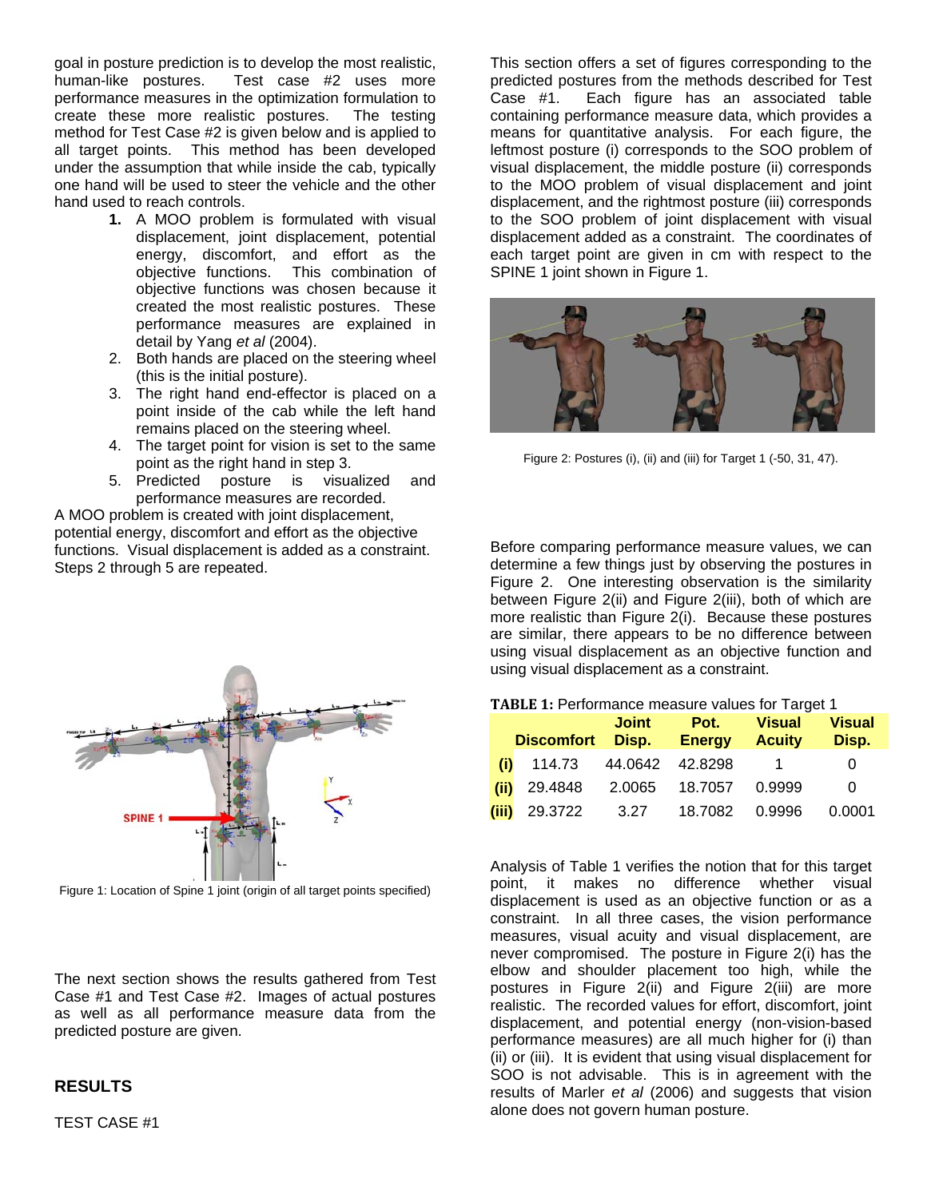goal in posture prediction is to develop the most realistic, human-like postures. Test case #2 uses more performance measures in the optimization formulation to create these more realistic postures. The testing method for Test Case #2 is given below and is applied to all target points. This method has been developed under the assumption that while inside the cab, typically one hand will be used to steer the vehicle and the other hand used to reach controls.

1. A MOO problem is formulated with visual displacement, joint displacement, potential energy, discomfort, and effort as the objective functions. This combination of objective functions was chosen because it created the most realistic postures. These performance measures are explained in detail by Yang *et al* (2004).
2. Both hands are placed on the steering wheel (this is the initial posture).
3. The right hand end-effector is placed on a point inside of the cab while the left hand remains placed on the steering wheel.
4. The target point for vision is set to the same point as the right hand in step 3.
5. Predicted posture is visualized and performance measures are recorded.

A MOO problem is created with joint displacement, potential energy, discomfort and effort as the objective functions. Visual displacement is added as a constraint. Steps 2 through 5 are repeated.

Figure 1: Location of Spine 1 joint (origin of all target points specified)

The next section shows the results gathered from Test Case #1 and Test Case #2. Images of actual postures as well as all performance measure data from the predicted posture are given.

## RESULTS

TEST CASE #1

This section offers a set of figures corresponding to the predicted postures from the methods described for Test Case #1. Each figure has an associated table containing performance measure data, which provides a means for quantitative analysis. For each figure, the leftmost posture (i) corresponds to the SOO problem of visual displacement, the middle posture (ii) corresponds to the MOO problem of visual displacement and joint displacement, and the rightmost posture (iii) corresponds to the SOO problem of joint displacement with visual displacement added as a constraint. The coordinates of each target point are given in cm with respect to the SPINE 1 joint shown in Figure 1.

Figure 2: Postures (i), (ii) and (iii) for Target 1 (-50, 31, 47).

Before comparing performance measure values, we can determine a few things just by observing the postures in Figure 2. One interesting observation is the similarity between Figure 2(ii) and Figure 2(iii), both of which are more realistic than Figure 2(i). Because these postures are similar, there appears to be no difference between using visual displacement as an objective function and using visual displacement as a constraint.

**TABLE 1:** Performance measure values for Target 1

| | Discomfort | Joint Disp. | Pot. Energy | Visual Acuity | Visual Disp. |
|---|---|---|---|---|---|
| **(i)** | 114.73 | 44.0642 | 42.8298 | 1 | 0 |
| **(ii)** | 29.4848 | 2.0065 | 18.7057 | 0.9999 | 0 |
| **(iii)** | 29.3722 | 3.27 | 18.7082 | 0.9996 | 0.0001 |

Analysis of Table 1 verifies the notion that for this target point, it makes no difference whether visual displacement is used as an objective function or as a constraint. In all three cases, the vision performance measures, visual acuity and visual displacement, are never compromised. The posture in Figure 2(i) has the elbow and shoulder placement too high, while the postures in Figure 2(ii) and Figure 2(iii) are more realistic. The recorded values for effort, discomfort, joint displacement, and potential energy (non-vision-based performance measures) are all much higher for (i) than (ii) or (iii). It is evident that using visual displacement for SOO is not advisable. This is in agreement with the results of Marler *et al* (2006) and suggests that vision alone does not govern human posture.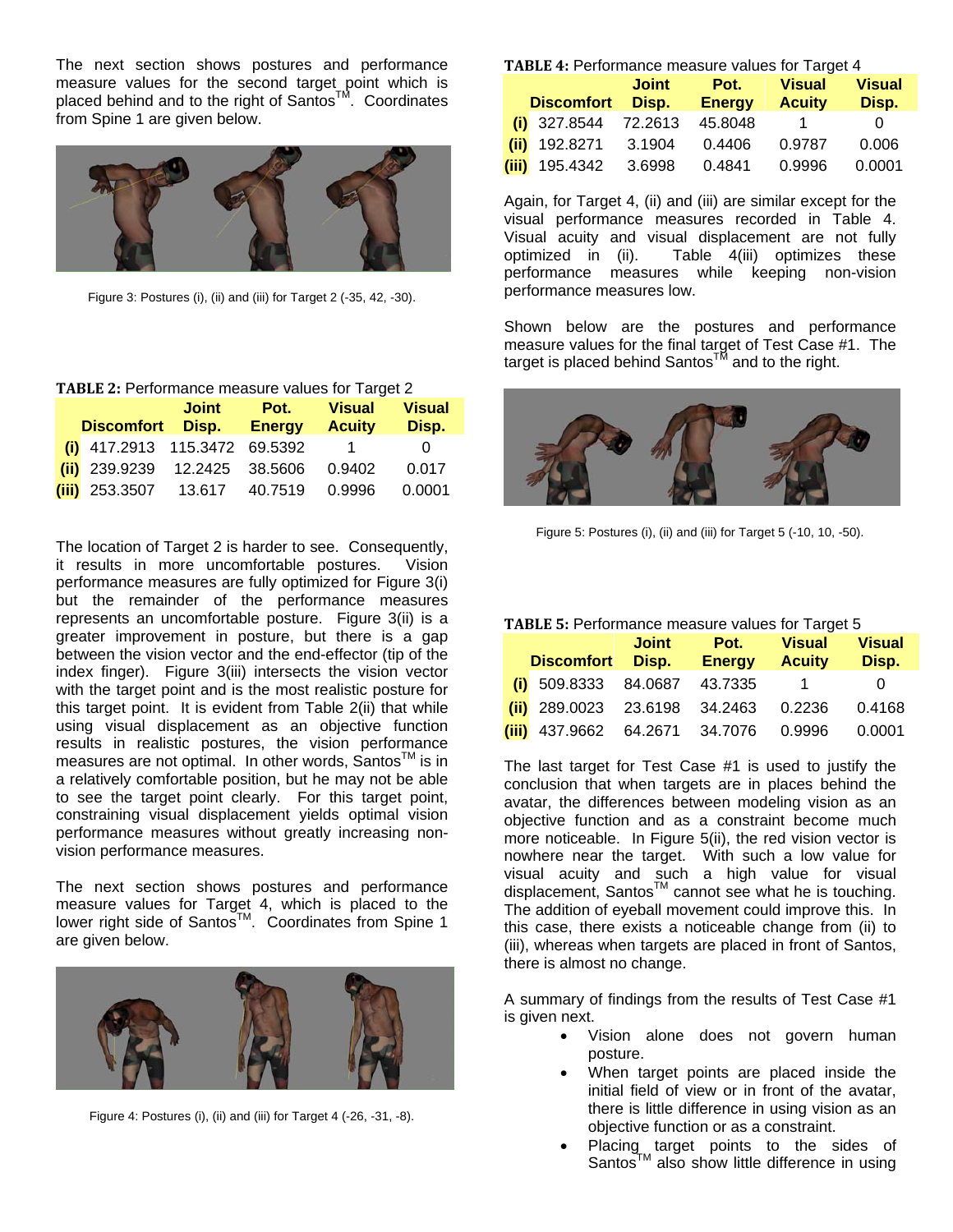The next section shows postures and performance measure values for the second target point which is placed behind and to the right of Santos™. Coordinates from Spine 1 are given below.

Figure 3: Postures (i), (ii) and (iii) for Target 2 (-35, 42, -30).

**TABLE 2:** Performance measure values for Target 2

| | Discomfort | Joint Disp. | Pot. Energy | Visual Acuity | Visual Disp. |
|---|---|---|---|---|---|
| **(i)** | 417.2913 | 115.3472 | 69.5392 | 1 | 0 |
| **(ii)** | 239.9239 | 12.2425 | 38.5606 | 0.9402 | 0.017 |
| **(iii)** | 253.3507 | 13.617 | 40.7519 | 0.9996 | 0.0001 |

The location of Target 2 is harder to see. Consequently, it results in more uncomfortable postures. Vision performance measures are fully optimized for Figure 3(i) but the remainder of the performance measures represents an uncomfortable posture. Figure 3(ii) is a greater improvement in posture, but there is a gap between the vision vector and the end-effector (tip of the index finger). Figure 3(iii) intersects the vision vector with the target point and is the most realistic posture for this target point. It is evident from Table 2(ii) that while using visual displacement as an objective function results in realistic postures, the vision performance measures are not optimal. In other words, Santos™ is in a relatively comfortable position, but he may not be able to see the target point clearly. For this target point, constraining visual displacement yields optimal vision performance measures without greatly increasing non-vision performance measures.

The next section shows postures and performance measure values for Target 4, which is placed to the lower right side of Santos™. Coordinates from Spine 1 are given below.

Figure 4: Postures (i), (ii) and (iii) for Target 4 (-26, -31, -8).

**TABLE 4:** Performance measure values for Target 4

| | Discomfort | Joint Disp. | Pot. Energy | Visual Acuity | Visual Disp. |
|---|---|---|---|---|---|
| **(i)** | 327.8544 | 72.2613 | 45.8048 | 1 | 0 |
| **(ii)** | 192.8271 | 3.1904 | 0.4406 | 0.9787 | 0.006 |
| **(iii)** | 195.4342 | 3.6998 | 0.4841 | 0.9996 | 0.0001 |

Again, for Target 4, (ii) and (iii) are similar except for the visual performance measures recorded in Table 4. Visual acuity and visual displacement are not fully optimized in (ii). Table 4(iii) optimizes these performance measures while keeping non-vision performance measures low.

Shown below are the postures and performance measure values for the final target of Test Case #1. The target is placed behind Santos™ and to the right.

Figure 5: Postures (i), (ii) and (iii) for Target 5 (-10, 10, -50).

**TABLE 5:** Performance measure values for Target 5

| | Discomfort | Joint Disp. | Pot. Energy | Visual Acuity | Visual Disp. |
|---|---|---|---|---|---|
| **(i)** | 509.8333 | 84.0687 | 43.7335 | 1 | 0 |
| **(ii)** | 289.0023 | 23.6198 | 34.2463 | 0.2236 | 0.4168 |
| **(iii)** | 437.9662 | 64.2671 | 34.7076 | 0.9996 | 0.0001 |

The last target for Test Case #1 is used to justify the conclusion that when targets are in places behind the avatar, the differences between modeling vision as an objective function and as a constraint become much more noticeable. In Figure 5(ii), the red vision vector is nowhere near the target. With such a low value for visual acuity and such a high value for visual displacement, Santos™ cannot see what he is touching. The addition of eyeball movement could improve this. In this case, there exists a noticeable change from (ii) to (iii), whereas when targets are placed in front of Santos, there is almost no change.

A summary of findings from the results of Test Case #1 is given next.

- Vision alone does not govern human posture.
- When target points are placed inside the initial field of view or in front of the avatar, there is little difference in using vision as an objective function or as a constraint.
- Placing target points to the sides of Santos™ also show little difference in using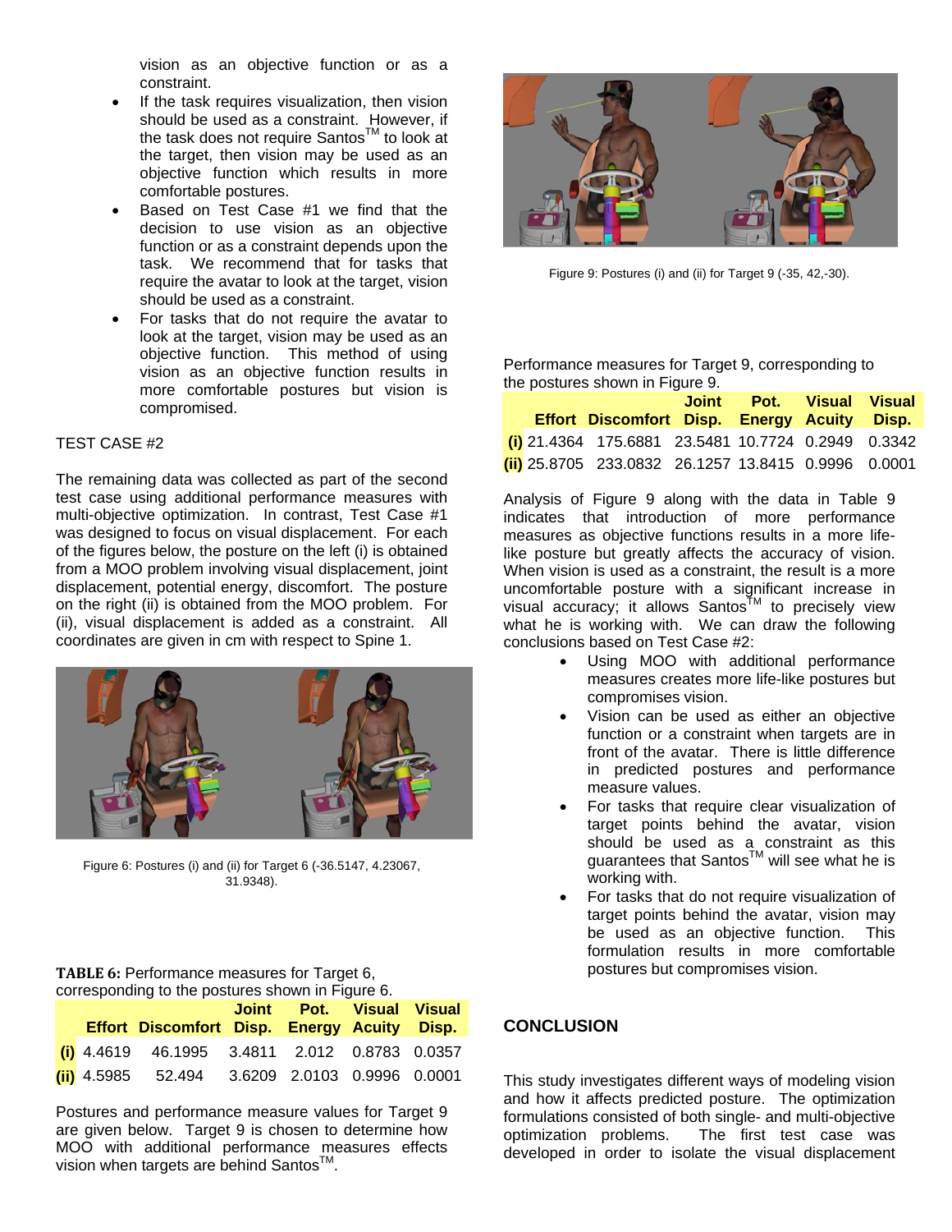vision as an objective function or as a constraint.

- If the task requires visualization, then vision should be used as a constraint. However, if the task does not require Santos™ to look at the target, then vision may be used as an objective function which results in more comfortable postures.
- Based on Test Case #1 we find that the decision to use vision as an objective function or as a constraint depends upon the task. We recommend that for tasks that require the avatar to look at the target, vision should be used as a constraint.
- For tasks that do not require the avatar to look at the target, vision may be used as an objective function. This method of using vision as an objective function results in more comfortable postures but vision is compromised.

TEST CASE #2

The remaining data was collected as part of the second test case using additional performance measures with multi-objective optimization. In contrast, Test Case #1 was designed to focus on visual displacement. For each of the figures below, the posture on the left (i) is obtained from a MOO problem involving visual displacement, joint displacement, potential energy, discomfort. The posture on the right (ii) is obtained from the MOO problem. For (ii), visual displacement is added as a constraint. All coordinates are given in cm with respect to Spine 1.

Figure 6: Postures (i) and (ii) for Target 6 (-36.5147, 4.23067, 31.9348).

**TABLE 6:** Performance measures for Target 6, corresponding to the postures shown in Figure 6.

| | Effort | Discomfort | Joint Disp. | Pot. Energy | Visual Acuity | Visual Disp. |
|---|---|---|---|---|---|---|
| **(i)** | 4.4619 | 46.1995 | 3.4811 | 2.012 | 0.8783 | 0.0357 |
| **(ii)** | 4.5985 | 52.494 | 3.6209 | 2.0103 | 0.9996 | 0.0001 |

Postures and performance measure values for Target 9 are given below. Target 9 is chosen to determine how MOO with additional performance measures effects vision when targets are behind Santos™.

Figure 9: Postures (i) and (ii) for Target 9 (-35, 42,-30).

Performance measures for Target 9, corresponding to the postures shown in Figure 9.

| | Effort | Discomfort | Joint Disp. | Pot. Energy | Visual Acuity | Visual Disp. |
|---|---|---|---|---|---|---|
| **(i)** | 21.4364 | 175.6881 | 23.5481 | 10.7724 | 0.2949 | 0.3342 |
| **(ii)** | 25.8705 | 233.0832 | 26.1257 | 13.8415 | 0.9996 | 0.0001 |

Analysis of Figure 9 along with the data in Table 9 indicates that introduction of more performance measures as objective functions results in a more life-like posture but greatly affects the accuracy of vision. When vision is used as a constraint, the result is a more uncomfortable posture with a significant increase in visual accuracy; it allows Santos™ to precisely view what he is working with. We can draw the following conclusions based on Test Case #2:

- Using MOO with additional performance measures creates more life-like postures but compromises vision.
- Vision can be used as either an objective function or a constraint when targets are in front of the avatar. There is little difference in predicted postures and performance measure values.
- For tasks that require clear visualization of target points behind the avatar, vision should be used as a constraint as this guarantees that Santos™ will see what he is working with.
- For tasks that do not require visualization of target points behind the avatar, vision may be used as an objective function. This formulation results in more comfortable postures but compromises vision.

## CONCLUSION

This study investigates different ways of modeling vision and how it affects predicted posture. The optimization formulations consisted of both single- and multi-objective optimization problems. The first test case was developed in order to isolate the visual displacement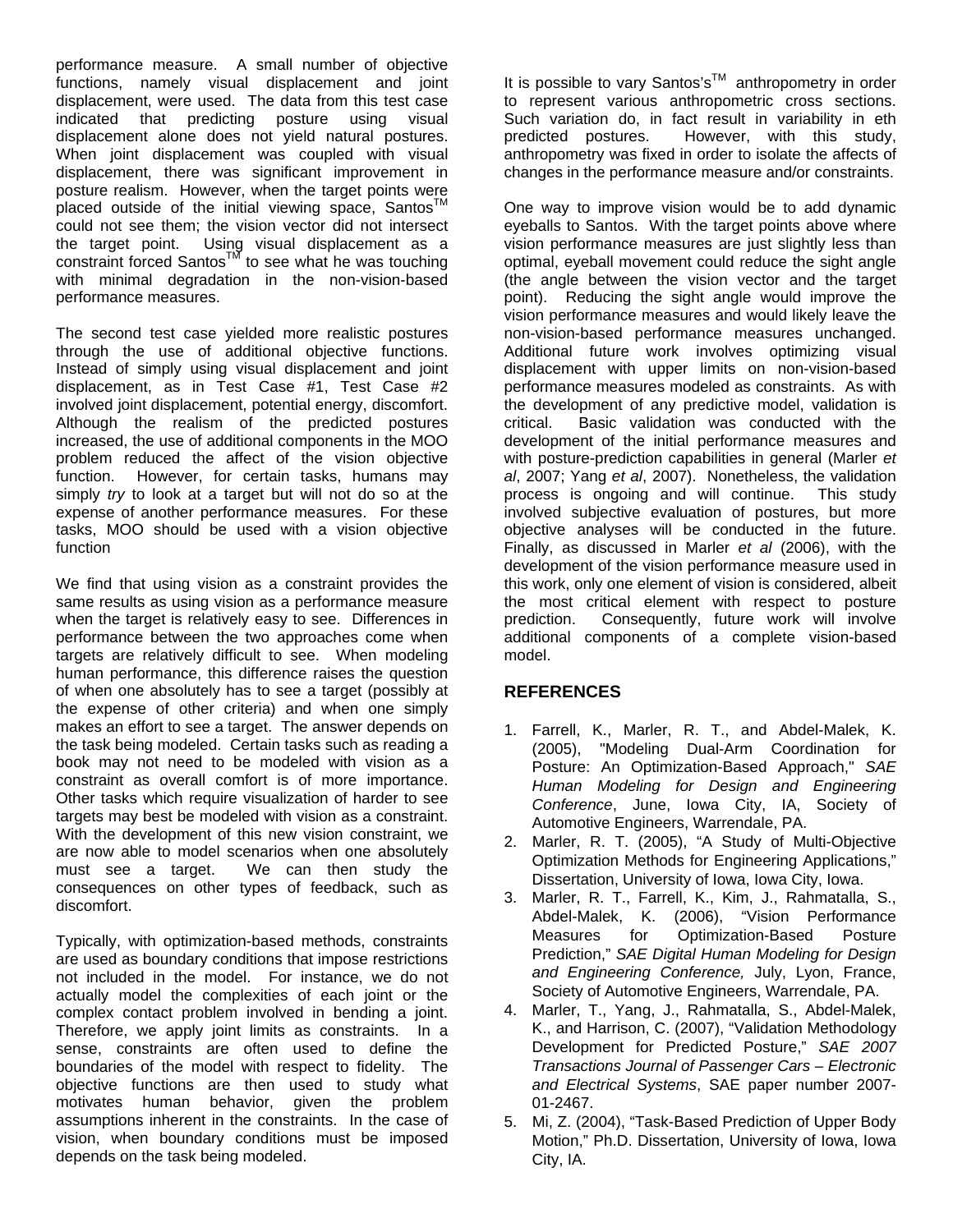performance measure. A small number of objective functions, namely visual displacement and joint displacement, were used. The data from this test case indicated that predicting posture using visual displacement alone does not yield natural postures. When joint displacement was coupled with visual displacement, there was significant improvement in posture realism. However, when the target points were placed outside of the initial viewing space, Santos™ could not see them; the vision vector did not intersect the target point. Using visual displacement as a constraint forced Santos™ to see what he was touching with minimal degradation in the non-vision-based performance measures.

The second test case yielded more realistic postures through the use of additional objective functions. Instead of simply using visual displacement and joint displacement, as in Test Case #1, Test Case #2 involved joint displacement, potential energy, discomfort. Although the realism of the predicted postures increased, the use of additional components in the MOO problem reduced the affect of the vision objective function. However, for certain tasks, humans may simply *try* to look at a target but will not do so at the expense of another performance measures. For these tasks, MOO should be used with a vision objective function

We find that using vision as a constraint provides the same results as using vision as a performance measure when the target is relatively easy to see. Differences in performance between the two approaches come when targets are relatively difficult to see. When modeling human performance, this difference raises the question of when one absolutely has to see a target (possibly at the expense of other criteria) and when one simply makes an effort to see a target. The answer depends on the task being modeled. Certain tasks such as reading a book may not need to be modeled with vision as a constraint as overall comfort is of more importance. Other tasks which require visualization of harder to see targets may best be modeled with vision as a constraint. With the development of this new vision constraint, we are now able to model scenarios when one absolutely must see a target. We can then study the consequences on other types of feedback, such as discomfort.

Typically, with optimization-based methods, constraints are used as boundary conditions that impose restrictions not included in the model. For instance, we do not actually model the complexities of each joint or the complex contact problem involved in bending a joint. Therefore, we apply joint limits as constraints. In a sense, constraints are often used to define the boundaries of the model with respect to fidelity. The objective functions are then used to study what motivates human behavior, given the problem assumptions inherent in the constraints. In the case of vision, when boundary conditions must be imposed depends on the task being modeled.

It is possible to vary Santos's™ anthropometry in order to represent various anthropometric cross sections. Such variation do, in fact result in variability in eth predicted postures. However, with this study, anthropometry was fixed in order to isolate the affects of changes in the performance measure and/or constraints.

One way to improve vision would be to add dynamic eyeballs to Santos. With the target points above where vision performance measures are just slightly less than optimal, eyeball movement could reduce the sight angle (the angle between the vision vector and the target point). Reducing the sight angle would improve the vision performance measures and would likely leave the non-vision-based performance measures unchanged. Additional future work involves optimizing visual displacement with upper limits on non-vision-based performance measures modeled as constraints. As with the development of any predictive model, validation is critical. Basic validation was conducted with the development of the initial performance measures and with posture-prediction capabilities in general (Marler *et al*, 2007; Yang *et al*, 2007). Nonetheless, the validation process is ongoing and will continue. This study involved subjective evaluation of postures, but more objective analyses will be conducted in the future. Finally, as discussed in Marler *et al* (2006), with the development of the vision performance measure used in this work, only one element of vision is considered, albeit the most critical element with respect to posture prediction. Consequently, future work will involve additional components of a complete vision-based model.

## REFERENCES

1. Farrell, K., Marler, R. T., and Abdel-Malek, K. (2005), "Modeling Dual-Arm Coordination for Posture: An Optimization-Based Approach," *SAE Human Modeling for Design and Engineering Conference*, June, Iowa City, IA, Society of Automotive Engineers, Warrendale, PA.
2. Marler, R. T. (2005), "A Study of Multi-Objective Optimization Methods for Engineering Applications," Dissertation, University of Iowa, Iowa City, Iowa.
3. Marler, R. T., Farrell, K., Kim, J., Rahmatalla, S., Abdel-Malek, K. (2006), "Vision Performance Measures for Optimization-Based Posture Prediction," *SAE Digital Human Modeling for Design and Engineering Conference,* July, Lyon, France, Society of Automotive Engineers, Warrendale, PA.
4. Marler, T., Yang, J., Rahmatalla, S., Abdel-Malek, K., and Harrison, C. (2007), "Validation Methodology Development for Predicted Posture," *SAE 2007 Transactions Journal of Passenger Cars – Electronic and Electrical Systems*, SAE paper number 2007-01-2467.
5. Mi, Z. (2004), "Task-Based Prediction of Upper Body Motion," Ph.D. Dissertation, University of Iowa, Iowa City, IA.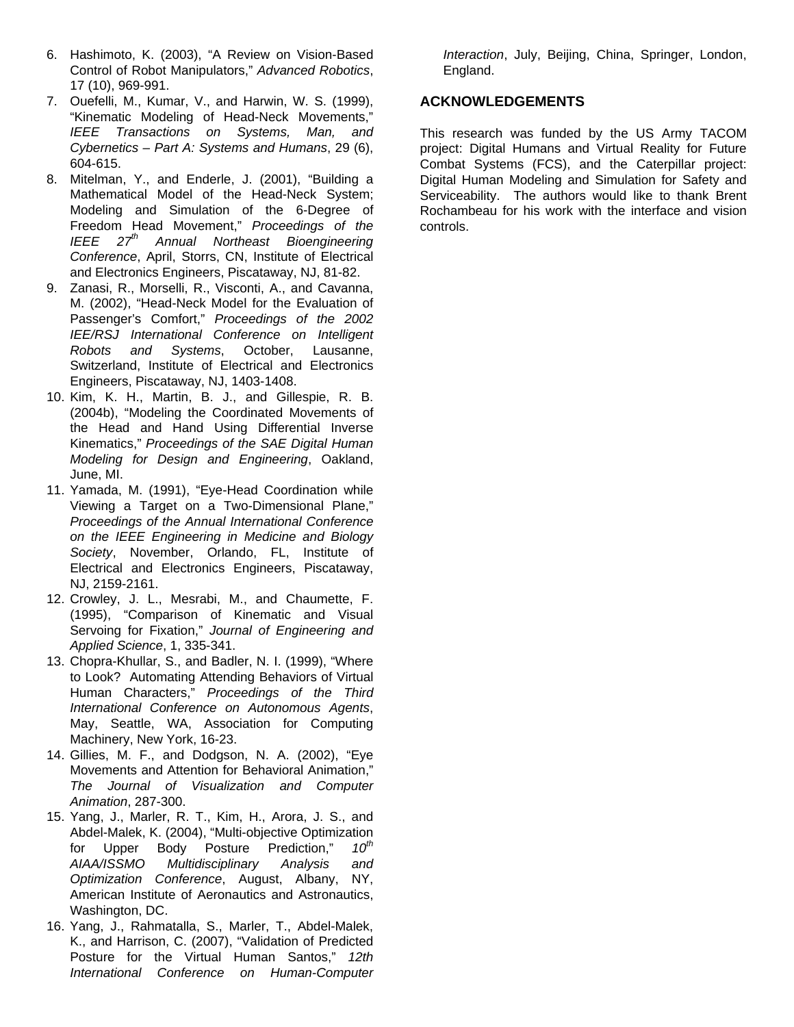6. Hashimoto, K. (2003), "A Review on Vision-Based Control of Robot Manipulators," *Advanced Robotics*, 17 (10), 969-991.
7. Ouefelli, M., Kumar, V., and Harwin, W. S. (1999), "Kinematic Modeling of Head-Neck Movements," *IEEE Transactions on Systems, Man, and Cybernetics – Part A: Systems and Humans*, 29 (6), 604-615.
8. Mitelman, Y., and Enderle, J. (2001), "Building a Mathematical Model of the Head-Neck System; Modeling and Simulation of the 6-Degree of Freedom Head Movement," *Proceedings of the IEEE 27th Annual Northeast Bioengineering Conference*, April, Storrs, CN, Institute of Electrical and Electronics Engineers, Piscataway, NJ, 81-82.
9. Zanasi, R., Morselli, R., Visconti, A., and Cavanna, M. (2002), "Head-Neck Model for the Evaluation of Passenger's Comfort," *Proceedings of the 2002 IEE/RSJ International Conference on Intelligent Robots and Systems*, October, Lausanne, Switzerland, Institute of Electrical and Electronics Engineers, Piscataway, NJ, 1403-1408.
10. Kim, K. H., Martin, B. J., and Gillespie, R. B. (2004b), "Modeling the Coordinated Movements of the Head and Hand Using Differential Inverse Kinematics," *Proceedings of the SAE Digital Human Modeling for Design and Engineering*, Oakland, June, MI.
11. Yamada, M. (1991), "Eye-Head Coordination while Viewing a Target on a Two-Dimensional Plane," *Proceedings of the Annual International Conference on the IEEE Engineering in Medicine and Biology Society*, November, Orlando, FL, Institute of Electrical and Electronics Engineers, Piscataway, NJ, 2159-2161.
12. Crowley, J. L., Mesrabi, M., and Chaumette, F. (1995), "Comparison of Kinematic and Visual Servoing for Fixation," *Journal of Engineering and Applied Science*, 1, 335-341.
13. Chopra-Khullar, S., and Badler, N. I. (1999), "Where to Look? Automating Attending Behaviors of Virtual Human Characters," *Proceedings of the Third International Conference on Autonomous Agents*, May, Seattle, WA, Association for Computing Machinery, New York, 16-23.
14. Gillies, M. F., and Dodgson, N. A. (2002), "Eye Movements and Attention for Behavioral Animation," *The Journal of Visualization and Computer Animation*, 287-300.
15. Yang, J., Marler, R. T., Kim, H., Arora, J. S., and Abdel-Malek, K. (2004), "Multi-objective Optimization for Upper Body Posture Prediction," *10th AIAA/ISSMO Multidisciplinary Analysis and Optimization Conference*, August, Albany, NY, American Institute of Aeronautics and Astronautics, Washington, DC.
16. Yang, J., Rahmatalla, S., Marler, T., Abdel-Malek, K., and Harrison, C. (2007), "Validation of Predicted Posture for the Virtual Human Santos," *12th International Conference on Human-Computer Interaction*, July, Beijing, China, Springer, London, England.

## ACKNOWLEDGEMENTS

This research was funded by the US Army TACOM project: Digital Humans and Virtual Reality for Future Combat Systems (FCS), and the Caterpillar project: Digital Human Modeling and Simulation for Safety and Serviceability. The authors would like to thank Brent Rochambeau for his work with the interface and vision controls.